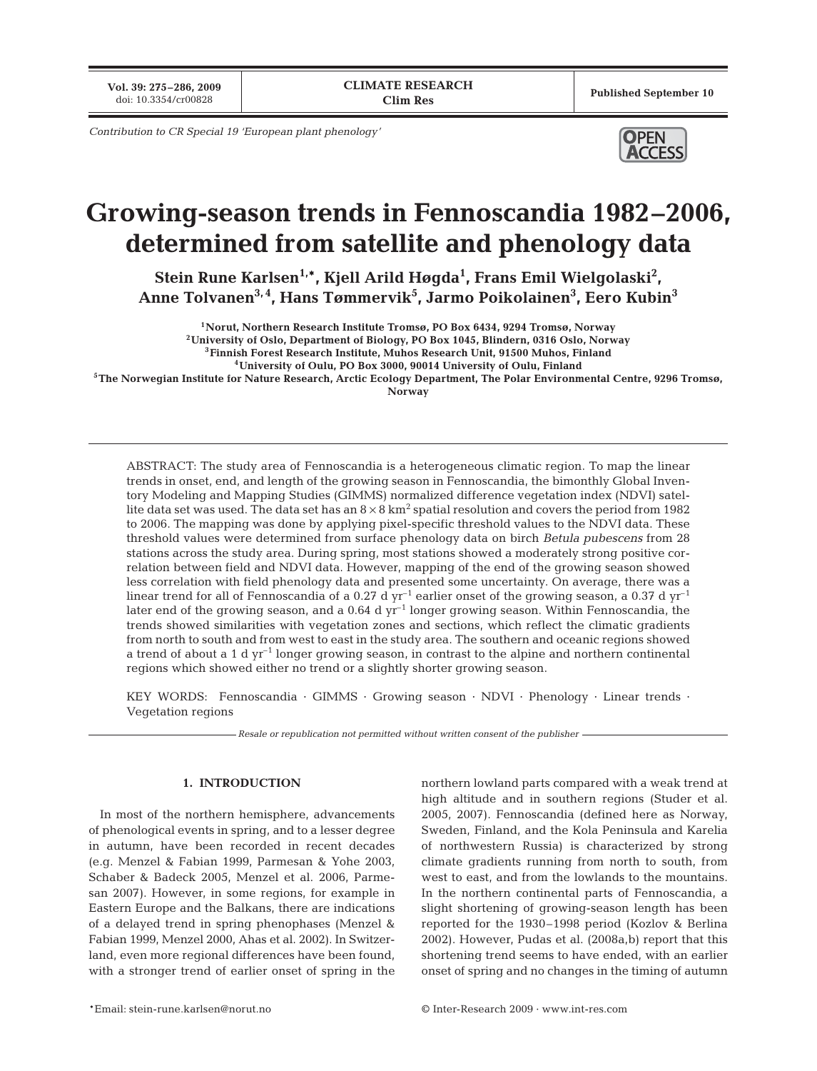Contribution to CR Special 19 'European plant phenology'

# Growing-season trends in Fennoscandia 1982–2006, determined from satellite and phenology data

**Stein Rune Karlsen[1,*], Kjell Arild Høgda[1], Frans Emil Wielgolaski[2], Anne Tolvanen[3,4], Hans Tømmervik[5], Jarmo Poikolainen[3], Eero Kubin[3]**

[1]Norut, Northern Research Institute Tromsø, PO Box 6434, 9294 Tromsø, Norway
[2]University of Oslo, Department of Biology, PO Box 1045, Blindern, 0316 Oslo, Norway
[3]Finnish Forest Research Institute, Muhos Research Unit, 91500 Muhos, Finland
[4]University of Oulu, PO Box 3000, 90014 University of Oulu, Finland
[5]The Norwegian Institute for Nature Research, Arctic Ecology Department, The Polar Environmental Centre, 9296 Tromsø, Norway

ABSTRACT: The study area of Fennoscandia is a heterogeneous climatic region. To map the linear trends in onset, end, and length of the growing season in Fennoscandia, the bimonthly Global Inventory Modeling and Mapping Studies (GIMMS) normalized difference vegetation index (NDVI) satellite data set was used. The data set has an $8 \times 8$ km$^2$ spatial resolution and covers the period from 1982 to 2006. The mapping was done by applying pixel-specific threshold values to the NDVI data. These threshold values were determined from surface phenology data on birch *Betula pubescens* from 28 stations across the study area. During spring, most stations showed a moderately strong positive correlation between field and NDVI data. However, mapping of the end of the growing season showed less correlation with field phenology data and presented some uncertainty. On average, there was a linear trend for all of Fennoscandia of a 0.27 d yr$^{-1}$ earlier onset of the growing season, a 0.37 d yr$^{-1}$ later end of the growing season, and a 0.64 d yr$^{-1}$ longer growing season. Within Fennoscandia, the trends showed similarities with vegetation zones and sections, which reflect the climatic gradients from north to south and from west to east in the study area. The southern and oceanic regions showed a trend of about a 1 d yr$^{-1}$ longer growing season, in contrast to the alpine and northern continental regions which showed either no trend or a slightly shorter growing season.

KEY WORDS: Fennoscandia · GIMMS · Growing season · NDVI · Phenology · Linear trends · Vegetation regions

*Resale or republication not permitted without written consent of the publisher*

## 1. INTRODUCTION

In most of the northern hemisphere, advancements of phenological events in spring, and to a lesser degree in autumn, have been recorded in recent decades (e.g. Menzel & Fabian 1999, Parmesan & Yohe 2003, Schaber & Badeck 2005, Menzel et al. 2006, Parmesan 2007). However, in some regions, for example in Eastern Europe and the Balkans, there are indications of a delayed trend in spring phenophases (Menzel & Fabian 1999, Menzel 2000, Ahas et al. 2002). In Switzerland, even more regional differences have been found, with a stronger trend of earlier onset of spring in the northern lowland parts compared with a weak trend at high altitude and in southern regions (Studer et al. 2005, 2007). Fennoscandia (defined here as Norway, Sweden, Finland, and the Kola Peninsula and Karelia of northwestern Russia) is characterized by strong climate gradients running from north to south, from west to east, and from the lowlands to the mountains. In the northern continental parts of Fennoscandia, a slight shortening of growing-season length has been reported for the 1930–1998 period (Kozlov & Berlina 2002). However, Pudas et al. (2008a,b) report that this shortening trend seems to have ended, with an earlier onset of spring and no changes in the timing of autumn

*Email: stein-rune.karlsen@norut.no

© Inter-Research 2009 · www.int-res.com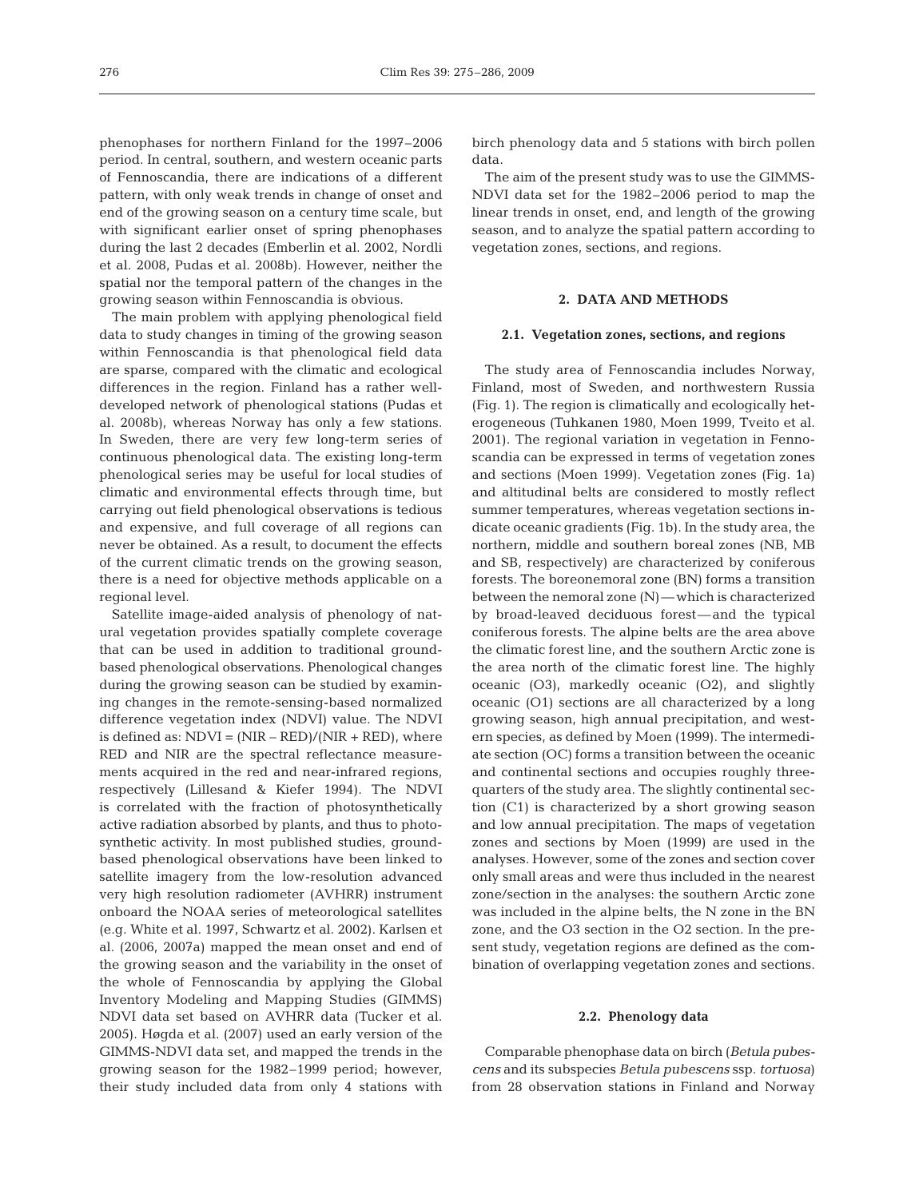phenophases for northern Finland for the 1997–2006 period. In central, southern, and western oceanic parts of Fennoscandia, there are indications of a different pattern, with only weak trends in change of onset and end of the growing season on a century time scale, but with significant earlier onset of spring phenophases during the last 2 decades (Emberlin et al. 2002, Nordli et al. 2008, Pudas et al. 2008b). However, neither the spatial nor the temporal pattern of the changes in the growing season within Fennoscandia is obvious.

The main problem with applying phenological field data to study changes in timing of the growing season within Fennoscandia is that phenological field data are sparse, compared with the climatic and ecological differences in the region. Finland has a rather well-developed network of phenological stations (Pudas et al. 2008b), whereas Norway has only a few stations. In Sweden, there are very few long-term series of continuous phenological data. The existing long-term phenological series may be useful for local studies of climatic and environmental effects through time, but carrying out field phenological observations is tedious and expensive, and full coverage of all regions can never be obtained. As a result, to document the effects of the current climatic trends on the growing season, there is a need for objective methods applicable on a regional level.

Satellite image-aided analysis of phenology of natural vegetation provides spatially complete coverage that can be used in addition to traditional ground-based phenological observations. Phenological changes during the growing season can be studied by examining changes in the remote-sensing-based normalized difference vegetation index (NDVI) value. The NDVI is defined as: NDVI = (NIR – RED)/(NIR + RED), where RED and NIR are the spectral reflectance measurements acquired in the red and near-infrared regions, respectively (Lillesand & Kiefer 1994). The NDVI is correlated with the fraction of photosynthetically active radiation absorbed by plants, and thus to photosynthetic activity. In most published studies, ground-based phenological observations have been linked to satellite imagery from the low-resolution advanced very high resolution radiometer (AVHRR) instrument onboard the NOAA series of meteorological satellites (e.g. White et al. 1997, Schwartz et al. 2002). Karlsen et al. (2006, 2007a) mapped the mean onset and end of the growing season and the variability in the onset of the whole of Fennoscandia by applying the Global Inventory Modeling and Mapping Studies (GIMMS) NDVI data set based on AVHRR data (Tucker et al. 2005). Høgda et al. (2007) used an early version of the GIMMS-NDVI data set, and mapped the trends in the growing season for the 1982–1999 period; however, their study included data from only 4 stations with birch phenology data and 5 stations with birch pollen data.

The aim of the present study was to use the GIMMS-NDVI data set for the 1982–2006 period to map the linear trends in onset, end, and length of the growing season, and to analyze the spatial pattern according to vegetation zones, sections, and regions.

## 2. DATA AND METHODS

### 2.1. Vegetation zones, sections, and regions

The study area of Fennoscandia includes Norway, Finland, most of Sweden, and northwestern Russia (Fig. 1). The region is climatically and ecologically heterogeneous (Tuhkanen 1980, Moen 1999, Tveito et al. 2001). The regional variation in vegetation in Fennoscandia can be expressed in terms of vegetation zones and sections (Moen 1999). Vegetation zones (Fig. 1a) and altitudinal belts are considered to mostly reflect summer temperatures, whereas vegetation sections indicate oceanic gradients (Fig. 1b). In the study area, the northern, middle and southern boreal zones (NB, MB and SB, respectively) are characterized by coniferous forests. The boreonemoral zone (BN) forms a transition between the nemoral zone (N)—which is characterized by broad-leaved deciduous forest—and the typical coniferous forests. The alpine belts are the area above the climatic forest line, and the southern Arctic zone is the area north of the climatic forest line. The highly oceanic (O3), markedly oceanic (O2), and slightly oceanic (O1) sections are all characterized by a long growing season, high annual precipitation, and western species, as defined by Moen (1999). The intermediate section (OC) forms a transition between the oceanic and continental sections and occupies roughly three-quarters of the study area. The slightly continental section (C1) is characterized by a short growing season and low annual precipitation. The maps of vegetation zones and sections by Moen (1999) are used in the analyses. However, some of the zones and section cover only small areas and were thus included in the nearest zone/section in the analyses: the southern Arctic zone was included in the alpine belts, the N zone in the BN zone, and the O3 section in the O2 section. In the present study, vegetation regions are defined as the combination of overlapping vegetation zones and sections.

### 2.2. Phenology data

Comparable phenophase data on birch (*Betula pubescens* and its subspecies *Betula pubescens* ssp. *tortuosa*) from 28 observation stations in Finland and Norway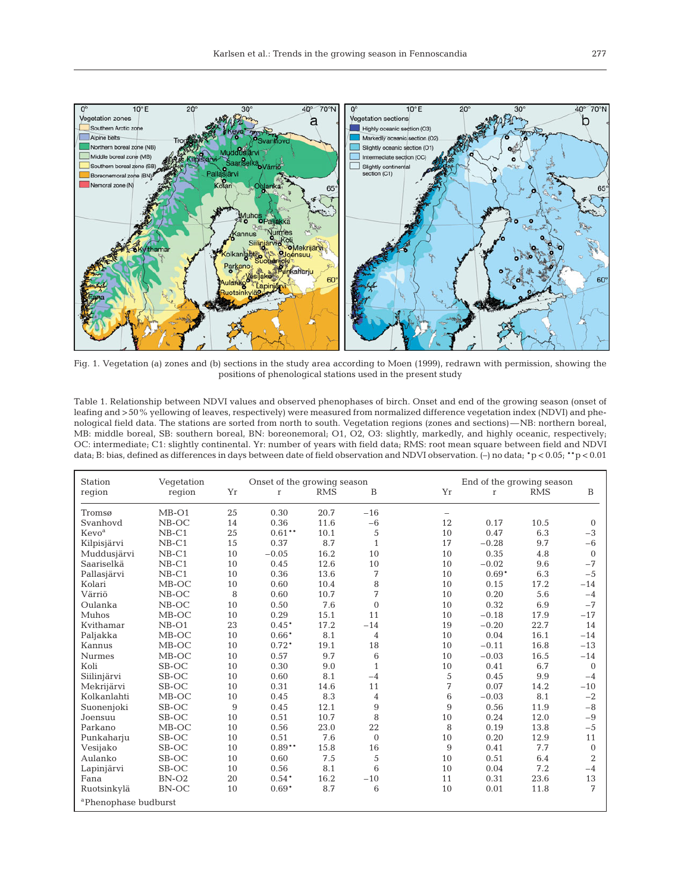Fig. 1. Vegetation (a) zones and (b) sections in the study area according to Moen (1999), redrawn with permission, showing the positions of phenological stations used in the present study

Table 1. Relationship between NDVI values and observed phenophases of birch. Onset and end of the growing season (onset of leafing and >50% yellowing of leaves, respectively) were measured from normalized difference vegetation index (NDVI) and phenological field data. The stations are sorted from north to south. Vegetation regions (zones and sections)—NB: northern boreal, MB: middle boreal, SB: southern boreal, BN: boreonemoral; O1, O2, O3: slightly, markedly, and highly oceanic, respectively; OC: intermediate; C1: slightly continental. Yr: number of years with field data; RMS: root mean square between field and NDVI data; B: bias, defined as differences in days between date of field observation and NDVI observation. (–) no data; \*p < 0.05; \*\*p < 0.01

| Station region | Vegetation region | Onset of the growing season Yr | r | RMS | B | End of the growing season Yr | r | RMS | B |
|---|---|---|---|---|---|---|---|---|---|
| Tromsø | MB-O1 | 25 | 0.30 | 20.7 | −16 | – | | | |
| Svanhovd | NB-OC | 14 | 0.36 | 11.6 | −6 | 12 | 0.17 | 10.5 | 0 |
| Kevo[a] | NB-C1 | 25 | 0.61\*\* | 10.1 | 5 | 10 | 0.47 | 6.3 | −3 |
| Kilpisjärvi | NB-C1 | 15 | 0.37 | 8.7 | 1 | 17 | −0.28 | 9.7 | −6 |
| Muddusjärvi | NB-C1 | 10 | −0.05 | 16.2 | 10 | 10 | 0.35 | 4.8 | 0 |
| Saariselkä | NB-C1 | 10 | 0.45 | 12.6 | 10 | 10 | −0.02 | 9.6 | −7 |
| Pallasjärvi | NB-C1 | 10 | 0.36 | 13.6 | 7 | 10 | 0.69\* | 6.3 | −5 |
| Kolari | MB-OC | 10 | 0.60 | 10.4 | 8 | 10 | 0.15 | 17.2 | −14 |
| Värriö | NB-OC | 8 | 0.60 | 10.7 | 7 | 10 | 0.20 | 5.6 | −4 |
| Oulanka | NB-OC | 10 | 0.50 | 7.6 | 0 | 10 | 0.32 | 6.9 | −7 |
| Muhos | MB-OC | 10 | 0.29 | 15.1 | 11 | 10 | −0.18 | 17.9 | −17 |
| Kvithamar | NB-O1 | 23 | 0.45\* | 17.2 | −14 | 19 | −0.20 | 22.7 | 14 |
| Paljakka | MB-OC | 10 | 0.66\* | 8.1 | 4 | 10 | 0.04 | 16.1 | −14 |
| Kannus | MB-OC | 10 | 0.72\* | 19.1 | 18 | 10 | −0.11 | 16.8 | −13 |
| Nurmes | MB-OC | 10 | 0.57 | 9.7 | 6 | 10 | −0.03 | 16.5 | −14 |
| Koli | SB-OC | 10 | 0.30 | 9.0 | 1 | 10 | 0.41 | 6.7 | 0 |
| Siilinjärvi | SB-OC | 10 | 0.60 | 8.1 | −4 | 5 | 0.45 | 9.9 | −4 |
| Mekrijärvi | SB-OC | 10 | 0.31 | 14.6 | 11 | 7 | 0.07 | 14.2 | −10 |
| Kolkanlahti | MB-OC | 10 | 0.45 | 8.3 | 4 | 6 | −0.03 | 8.1 | −2 |
| Suonenjoki | SB-OC | 9 | 0.45 | 12.1 | 9 | 9 | 0.56 | 11.9 | −8 |
| Joensuu | SB-OC | 10 | 0.51 | 10.7 | 8 | 10 | 0.24 | 12.0 | −9 |
| Parkano | MB-OC | 10 | 0.56 | 23.0 | 22 | 8 | 0.19 | 13.8 | −5 |
| Punkaharju | SB-OC | 10 | 0.51 | 7.6 | 0 | 10 | 0.20 | 12.9 | 11 |
| Vesijako | SB-OC | 10 | 0.89\*\* | 15.8 | 16 | 9 | 0.41 | 7.7 | 0 |
| Aulanko | SB-OC | 10 | 0.60 | 7.5 | 5 | 10 | 0.51 | 6.4 | 2 |
| Lapinjärvi | SB-OC | 10 | 0.56 | 8.1 | 6 | 10 | 0.04 | 7.2 | −4 |
| Fana | BN-O2 | 20 | 0.54\* | 16.2 | −10 | 11 | 0.31 | 23.6 | 13 |
| Ruotsinkylä | BN-OC | 10 | 0.69\* | 8.7 | 6 | 10 | 0.01 | 11.8 | 7 |

[a]Phenophase budburst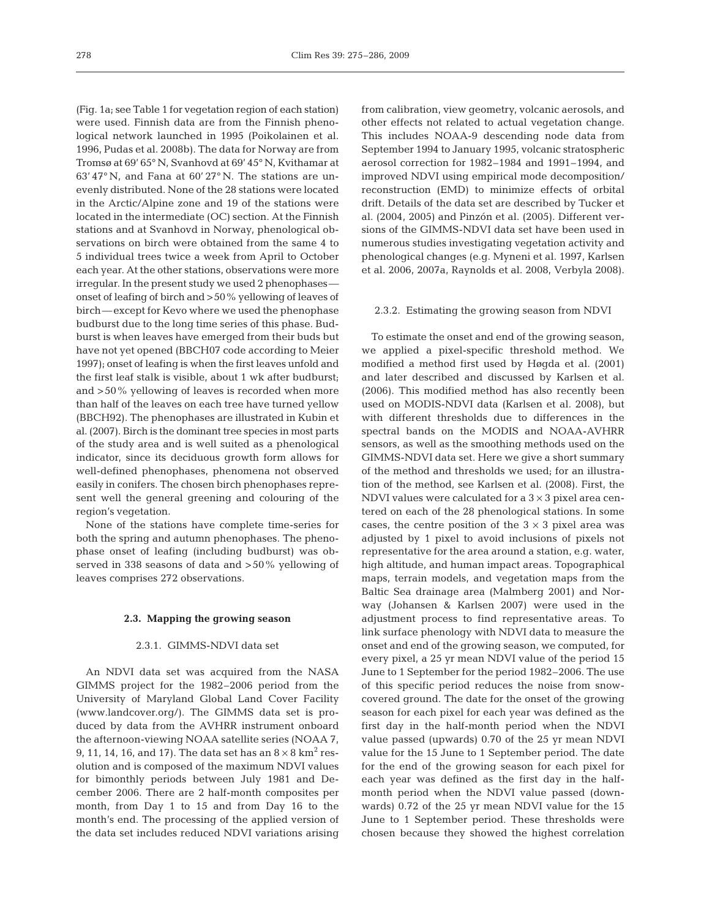(Fig. 1a; see Table 1 for vegetation region of each station) were used. Finnish data are from the Finnish phenological network launched in 1995 (Poikolainen et al. 1996, Pudas et al. 2008b). The data for Norway are from Tromsø at 69′ 65° N, Svanhovd at 69′ 45° N, Kvithamar at 63′ 47° N, and Fana at 60′ 27° N. The stations are unevenly distributed. None of the 28 stations were located in the Arctic/Alpine zone and 19 of the stations were located in the intermediate (OC) section. At the Finnish stations and at Svanhovd in Norway, phenological observations on birch were obtained from the same 4 to 5 individual trees twice a week from April to October each year. At the other stations, observations were more irregular. In the present study we used 2 phenophases—onset of leafing of birch and >50% yellowing of leaves of birch—except for Kevo where we used the phenophase budburst due to the long time series of this phase. Budburst is when leaves have emerged from their buds but have not yet opened (BBCH07 code according to Meier 1997); onset of leafing is when the first leaves unfold and the first leaf stalk is visible, about 1 wk after budburst; and >50% yellowing of leaves is recorded when more than half of the leaves on each tree have turned yellow (BBCH92). The phenophases are illustrated in Kubin et al. (2007). Birch is the dominant tree species in most parts of the study area and is well suited as a phenological indicator, since its deciduous growth form allows for well-defined phenophases, phenomena not observed easily in conifers. The chosen birch phenophases represent well the general greening and colouring of the region's vegetation.

None of the stations have complete time-series for both the spring and autumn phenophases. The phenophase onset of leafing (including budburst) was observed in 338 seasons of data and >50% yellowing of leaves comprises 272 observations.

### 2.3. Mapping the growing season

#### 2.3.1. GIMMS-NDVI data set

An NDVI data set was acquired from the NASA GIMMS project for the 1982–2006 period from the University of Maryland Global Land Cover Facility (www.landcover.org/). The GIMMS data set is produced by data from the AVHRR instrument onboard the afternoon-viewing NOAA satellite series (NOAA 7, 9, 11, 14, 16, and 17). The data set has an $8 \times 8$ km$^2$ resolution and is composed of the maximum NDVI values for bimonthly periods between July 1981 and December 2006. There are 2 half-month composites per month, from Day 1 to 15 and from Day 16 to the month's end. The processing of the applied version of the data set includes reduced NDVI variations arising from calibration, view geometry, volcanic aerosols, and other effects not related to actual vegetation change. This includes NOAA-9 descending node data from September 1994 to January 1995, volcanic stratospheric aerosol correction for 1982–1984 and 1991–1994, and improved NDVI using empirical mode decomposition/reconstruction (EMD) to minimize effects of orbital drift. Details of the data set are described by Tucker et al. (2004, 2005) and Pinzón et al. (2005). Different versions of the GIMMS-NDVI data set have been used in numerous studies investigating vegetation activity and phenological changes (e.g. Myneni et al. 1997, Karlsen et al. 2006, 2007a, Raynolds et al. 2008, Verbyla 2008).

#### 2.3.2. Estimating the growing season from NDVI

To estimate the onset and end of the growing season, we applied a pixel-specific threshold method. We modified a method first used by Høgda et al. (2001) and later described and discussed by Karlsen et al. (2006). This modified method has also recently been used on MODIS-NDVI data (Karlsen et al. 2008), but with different thresholds due to differences in the spectral bands on the MODIS and NOAA-AVHRR sensors, as well as the smoothing methods used on the GIMMS-NDVI data set. Here we give a short summary of the method and thresholds we used; for an illustration of the method, see Karlsen et al. (2008). First, the NDVI values were calculated for a $3 \times 3$ pixel area centered on each of the 28 phenological stations. In some cases, the centre position of the $3 \times 3$ pixel area was adjusted by 1 pixel to avoid inclusions of pixels not representative for the area around a station, e.g. water, high altitude, and human impact areas. Topographical maps, terrain models, and vegetation maps from the Baltic Sea drainage area (Malmberg 2001) and Norway (Johansen & Karlsen 2007) were used in the adjustment process to find representative areas. To link surface phenology with NDVI data to measure the onset and end of the growing season, we computed, for every pixel, a 25 yr mean NDVI value of the period 15 June to 1 September for the period 1982–2006. The use of this specific period reduces the noise from snow-covered ground. The date for the onset of the growing season for each pixel for each year was defined as the first day in the half-month period when the NDVI value passed (upwards) 0.70 of the 25 yr mean NDVI value for the 15 June to 1 September period. The date for the end of the growing season for each pixel for each year was defined as the first day in the half-month period when the NDVI value passed (downwards) 0.72 of the 25 yr mean NDVI value for the 15 June to 1 September period. These thresholds were chosen because they showed the highest correlation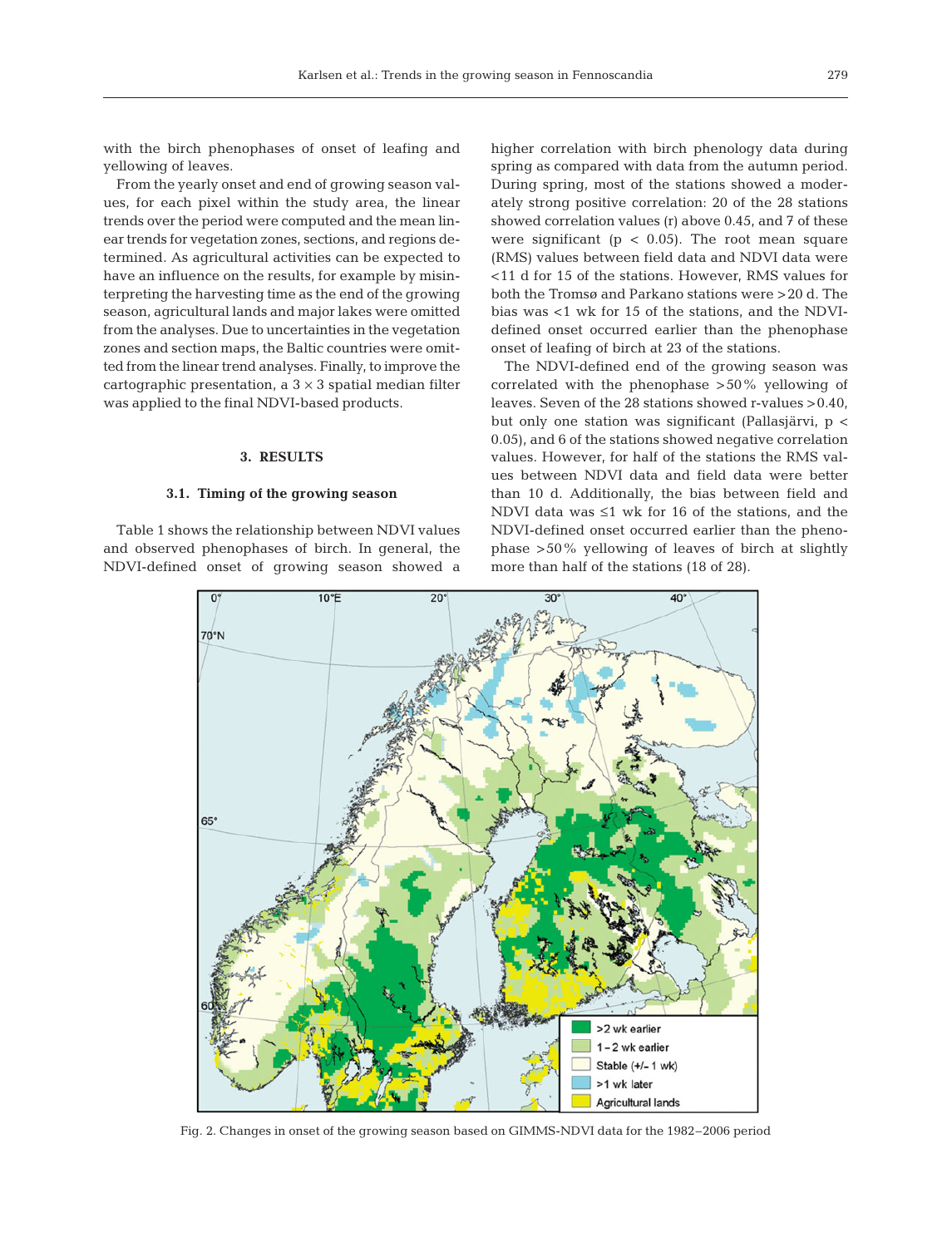with the birch phenophases of onset of leafing and yellowing of leaves.

From the yearly onset and end of growing season values, for each pixel within the study area, the linear trends over the period were computed and the mean linear trends for vegetation zones, sections, and regions determined. As agricultural activities can be expected to have an influence on the results, for example by misinterpreting the harvesting time as the end of the growing season, agricultural lands and major lakes were omitted from the analyses. Due to uncertainties in the vegetation zones and section maps, the Baltic countries were omitted from the linear trend analyses. Finally, to improve the cartographic presentation, a $3 \times 3$ spatial median filter was applied to the final NDVI-based products.

## 3. RESULTS

### 3.1. Timing of the growing season

Table 1 shows the relationship between NDVI values and observed phenophases of birch. In general, the NDVI-defined onset of growing season showed a higher correlation with birch phenology data during spring as compared with data from the autumn period. During spring, most of the stations showed a moderately strong positive correlation: 20 of the 28 stations showed correlation values (r) above 0.45, and 7 of these were significant ($p < 0.05$). The root mean square (RMS) values between field data and NDVI data were <11 d for 15 of the stations. However, RMS values for both the Tromsø and Parkano stations were >20 d. The bias was <1 wk for 15 of the stations, and the NDVI-defined onset occurred earlier than the phenophase onset of leafing of birch at 23 of the stations.

The NDVI-defined end of the growing season was correlated with the phenophase >50% yellowing of leaves. Seven of the 28 stations showed r-values >0.40, but only one station was significant (Pallasjärvi, $p < 0.05$), and 6 of the stations showed negative correlation values. However, for half of the stations the RMS values between NDVI data and field data were better than 10 d. Additionally, the bias between field and NDVI data was ≤1 wk for 16 of the stations, and the NDVI-defined onset occurred earlier than the phenophase >50% yellowing of leaves of birch at slightly more than half of the stations (18 of 28).

Fig. 2. Changes in onset of the growing season based on GIMMS-NDVI data for the 1982–2006 period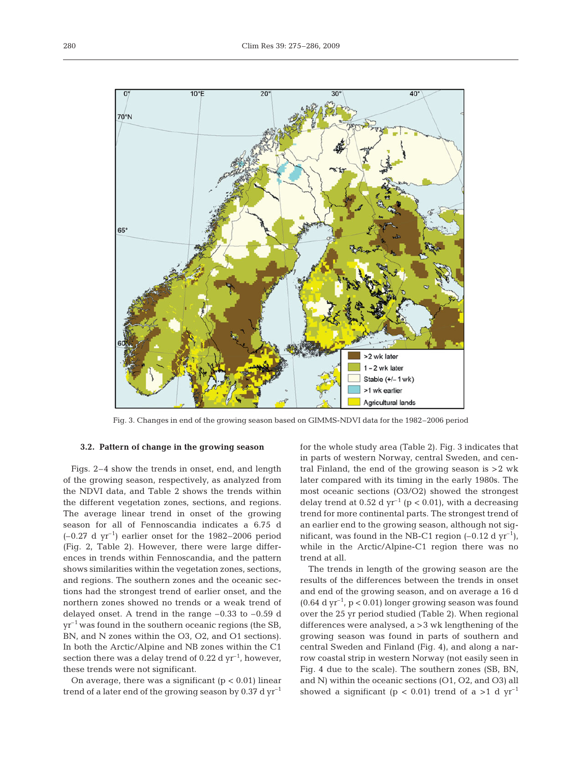Fig. 3. Changes in end of the growing season based on GIMMS-NDVI data for the 1982–2006 period

### 3.2. Pattern of change in the growing season

Figs. 2–4 show the trends in onset, end, and length of the growing season, respectively, as analyzed from the NDVI data, and Table 2 shows the trends within the different vegetation zones, sections, and regions. The average linear trend in onset of the growing season for all of Fennoscandia indicates a 6.75 d ($-0.27$ d $yr^{-1}$) earlier onset for the 1982–2006 period (Fig. 2, Table 2). However, there were large differences in trends within Fennoscandia, and the pattern shows similarities within the vegetation zones, sections, and regions. The southern zones and the oceanic sections had the strongest trend of earlier onset, and the northern zones showed no trends or a weak trend of delayed onset. A trend in the range $-0.33$ to $-0.59$ d $yr^{-1}$ was found in the southern oceanic regions (the SB, BN, and N zones within the O3, O2, and O1 sections). In both the Arctic/Alpine and NB zones within the C1 section there was a delay trend of 0.22 d $yr^{-1}$, however, these trends were not significant.

On average, there was a significant ($p < 0.01$) linear trend of a later end of the growing season by 0.37 d $yr^{-1}$ for the whole study area (Table 2). Fig. 3 indicates that in parts of western Norway, central Sweden, and central Finland, the end of the growing season is >2 wk later compared with its timing in the early 1980s. The most oceanic sections (O3/O2) showed the strongest delay trend at 0.52 d $yr^{-1}$ ($p < 0.01$), with a decreasing trend for more continental parts. The strongest trend of an earlier end to the growing season, although not significant, was found in the NB-C1 region ($-0.12$ d $yr^{-1}$), while in the Arctic/Alpine-C1 region there was no trend at all.

The trends in length of the growing season are the results of the differences between the trends in onset and end of the growing season, and on average a 16 d (0.64 d $yr^{-1}$, $p < 0.01$) longer growing season was found over the 25 yr period studied (Table 2). When regional differences were analysed, a >3 wk lengthening of the growing season was found in parts of southern and central Sweden and Finland (Fig. 4), and along a narrow coastal strip in western Norway (not easily seen in Fig. 4 due to the scale). The southern zones (SB, BN, and N) within the oceanic sections (O1, O2, and O3) all showed a significant ($p < 0.01$) trend of a >1 d $yr^{-1}$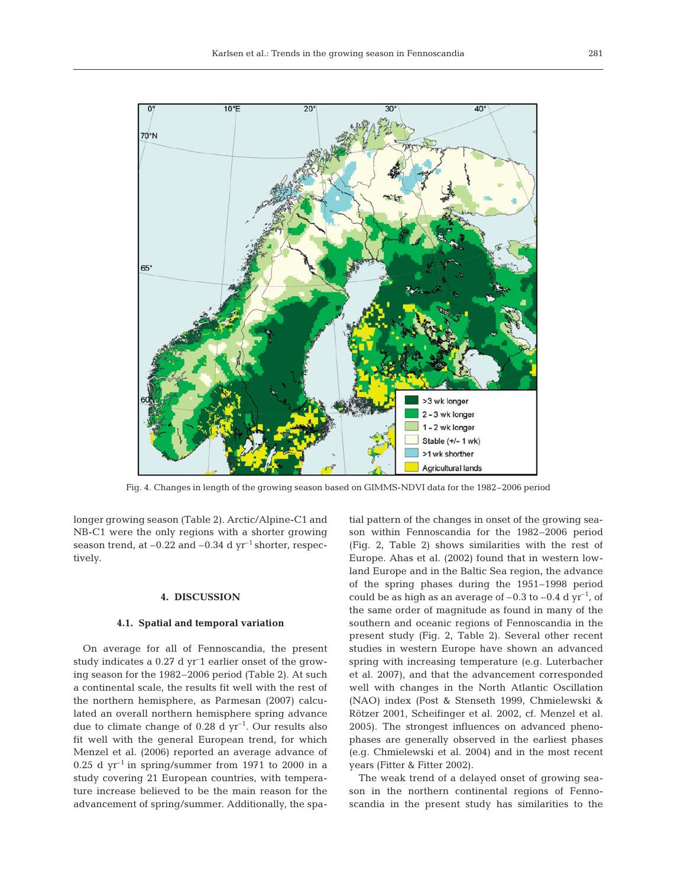Fig. 4. Changes in length of the growing season based on GIMMS-NDVI data for the 1982–2006 period

longer growing season (Table 2). Arctic/Alpine-C1 and NB-C1 were the only regions with a shorter growing season trend, at –0.22 and –0.34 d $yr^{-1}$ shorter, respectively.

## 4. DISCUSSION

### 4.1. Spatial and temporal variation

On average for all of Fennoscandia, the present study indicates a 0.27 d yr–1 earlier onset of the growing season for the 1982–2006 period (Table 2). At such a continental scale, the results fit well with the rest of the northern hemisphere, as Parmesan (2007) calculated an overall northern hemisphere spring advance due to climate change of 0.28 d $yr^{-1}$. Our results also fit well with the general European trend, for which Menzel et al. (2006) reported an average advance of 0.25 d $yr^{-1}$ in spring/summer from 1971 to 2000 in a study covering 21 European countries, with temperature increase believed to be the main reason for the advancement of spring/summer. Additionally, the spatial pattern of the changes in onset of the growing season within Fennoscandia for the 1982–2006 period (Fig. 2, Table 2) shows similarities with the rest of Europe. Ahas et al. (2002) found that in western lowland Europe and in the Baltic Sea region, the advance of the spring phases during the 1951–1998 period could be as high as an average of –0.3 to –0.4 d $yr^{-1}$, of the same order of magnitude as found in many of the southern and oceanic regions of Fennoscandia in the present study (Fig. 2, Table 2). Several other recent studies in western Europe have shown an advanced spring with increasing temperature (e.g. Luterbacher et al. 2007), and that the advancement corresponded well with changes in the North Atlantic Oscillation (NAO) index (Post & Stenseth 1999, Chmielewski & Rötzer 2001, Scheifinger et al. 2002, cf. Menzel et al. 2005). The strongest influences on advanced phenophases are generally observed in the earliest phases (e.g. Chmielewski et al. 2004) and in the most recent years (Fitter & Fitter 2002).

The weak trend of a delayed onset of growing season in the northern continental regions of Fennoscandia in the present study has similarities to the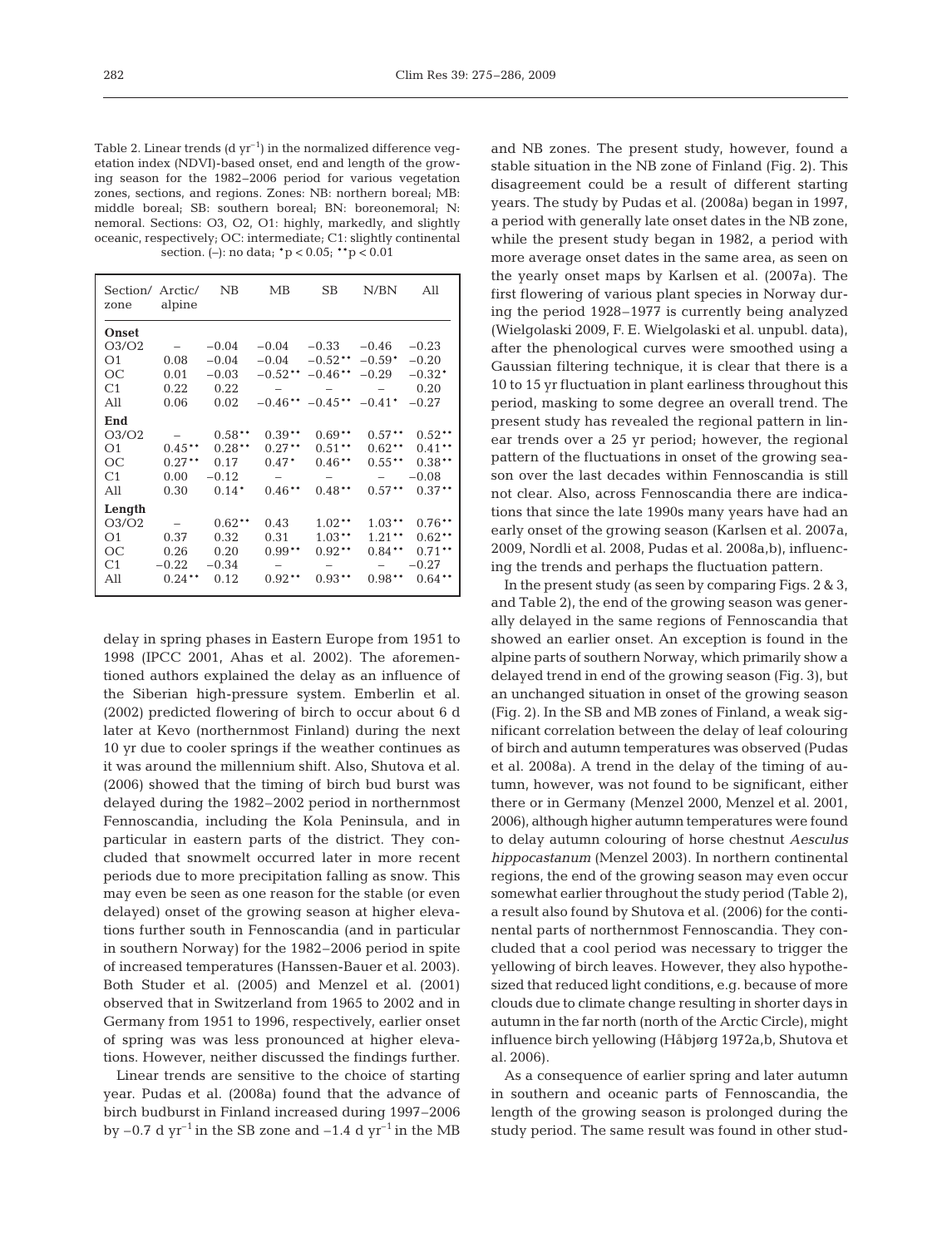Table 2. Linear trends (d $yr^{-1}$) in the normalized difference vegetation index (NDVI)-based onset, end and length of the growing season for the 1982–2006 period for various vegetation zones, sections, and regions. Zones: NB: northern boreal; MB: middle boreal; SB: southern boreal; BN: boreonemoral; N: nemoral. Sections: O3, O2, O1: highly, markedly, and slightly oceanic, respectively; OC: intermediate; C1: slightly continental section. (–): no data; *p < 0.05; **p < 0.01

| Section/ zone | Arctic/ alpine | NB | MB | SB | N/BN | All |
|---|---|---|---|---|---|---|
| **Onset** | | | | | | |
| O3/O2 | – | −0.04 | −0.04 | −0.33 | −0.46 | −0.23 |
| O1 | 0.08 | −0.04 | −0.04 | −0.52** | −0.59* | −0.20 |
| OC | 0.01 | −0.03 | −0.52** | −0.46** | −0.29 | −0.32* |
| C1 | 0.22 | 0.22 | – | – | – | 0.20 |
| All | 0.06 | 0.02 | −0.46** | −0.45** | −0.41* | −0.27 |
| **End** | | | | | | |
| O3/O2 | – | 0.58** | 0.39** | 0.69** | 0.57** | 0.52** |
| O1 | 0.45** | 0.28** | 0.27** | 0.51** | 0.62** | 0.41** |
| OC | 0.27** | 0.17 | 0.47* | 0.46** | 0.55** | 0.38** |
| C1 | 0.00 | −0.12 | – | – | – | −0.08 |
| All | 0.30 | 0.14* | 0.46** | 0.48** | 0.57** | 0.37** |
| **Length** | | | | | | |
| O3/O2 | – | 0.62** | 0.43 | 1.02** | 1.03** | 0.76** |
| O1 | 0.37 | 0.32 | 0.31 | 1.03** | 1.21** | 0.62** |
| OC | 0.26 | 0.20 | 0.99** | 0.92** | 0.84** | 0.71** |
| C1 | −0.22 | −0.34 | – | – | – | −0.27 |
| All | 0.24** | 0.12 | 0.92** | 0.93** | 0.98** | 0.64** |

delay in spring phases in Eastern Europe from 1951 to 1998 (IPCC 2001, Ahas et al. 2002). The aforementioned authors explained the delay as an influence of the Siberian high-pressure system. Emberlin et al. (2002) predicted flowering of birch to occur about 6 d later at Kevo (northernmost Finland) during the next 10 yr due to cooler springs if the weather continues as it was around the millennium shift. Also, Shutova et al. (2006) showed that the timing of birch bud burst was delayed during the 1982–2002 period in northernmost Fennoscandia, including the Kola Peninsula, and in particular in eastern parts of the district. They concluded that snowmelt occurred later in more recent periods due to more precipitation falling as snow. This may even be seen as one reason for the stable (or even delayed) onset of the growing season at higher elevations further south in Fennoscandia (and in particular in southern Norway) for the 1982–2006 period in spite of increased temperatures (Hanssen-Bauer et al. 2003). Both Studer et al. (2005) and Menzel et al. (2001) observed that in Switzerland from 1965 to 2002 and in Germany from 1951 to 1996, respectively, earlier onset of spring was was less pronounced at higher elevations. However, neither discussed the findings further.

Linear trends are sensitive to the choice of starting year. Pudas et al. (2008a) found that the advance of birch budburst in Finland increased during 1997–2006 by −0.7 d $yr^{-1}$ in the SB zone and −1.4 d $yr^{-1}$ in the MB and NB zones. The present study, however, found a stable situation in the NB zone of Finland (Fig. 2). This disagreement could be a result of different starting years. The study by Pudas et al. (2008a) began in 1997, a period with generally late onset dates in the NB zone, while the present study began in 1982, a period with more average onset dates in the same area, as seen on the yearly onset maps by Karlsen et al. (2007a). The first flowering of various plant species in Norway during the period 1928–1977 is currently being analyzed (Wielgolaski 2009, F. E. Wielgolaski et al. unpubl. data), after the phenological curves were smoothed using a Gaussian filtering technique, it is clear that there is a 10 to 15 yr fluctuation in plant earliness throughout this period, masking to some degree an overall trend. The present study has revealed the regional pattern in linear trends over a 25 yr period; however, the regional pattern of the fluctuations in onset of the growing season over the last decades within Fennoscandia is still not clear. Also, across Fennoscandia there are indications that since the late 1990s many years have had an early onset of the growing season (Karlsen et al. 2007a, 2009, Nordli et al. 2008, Pudas et al. 2008a,b), influencing the trends and perhaps the fluctuation pattern.

In the present study (as seen by comparing Figs. 2 & 3, and Table 2), the end of the growing season was generally delayed in the same regions of Fennoscandia that showed an earlier onset. An exception is found in the alpine parts of southern Norway, which primarily show a delayed trend in end of the growing season (Fig. 3), but an unchanged situation in onset of the growing season (Fig. 2). In the SB and MB zones of Finland, a weak significant correlation between the delay of leaf colouring of birch and autumn temperatures was observed (Pudas et al. 2008a). A trend in the delay of the timing of autumn, however, was not found to be significant, either there or in Germany (Menzel 2000, Menzel et al. 2001, 2006), although higher autumn temperatures were found to delay autumn colouring of horse chestnut *Aesculus hippocastanum* (Menzel 2003). In northern continental regions, the end of the growing season may even occur somewhat earlier throughout the study period (Table 2), a result also found by Shutova et al. (2006) for the continental parts of northernmost Fennoscandia. They concluded that a cool period was necessary to trigger the yellowing of birch leaves. However, they also hypothesized that reduced light conditions, e.g. because of more clouds due to climate change resulting in shorter days in autumn in the far north (north of the Arctic Circle), might influence birch yellowing (Håbjørg 1972a,b, Shutova et al. 2006).

As a consequence of earlier spring and later autumn in southern and oceanic parts of Fennoscandia, the length of the growing season is prolonged during the study period. The same result was found in other stud-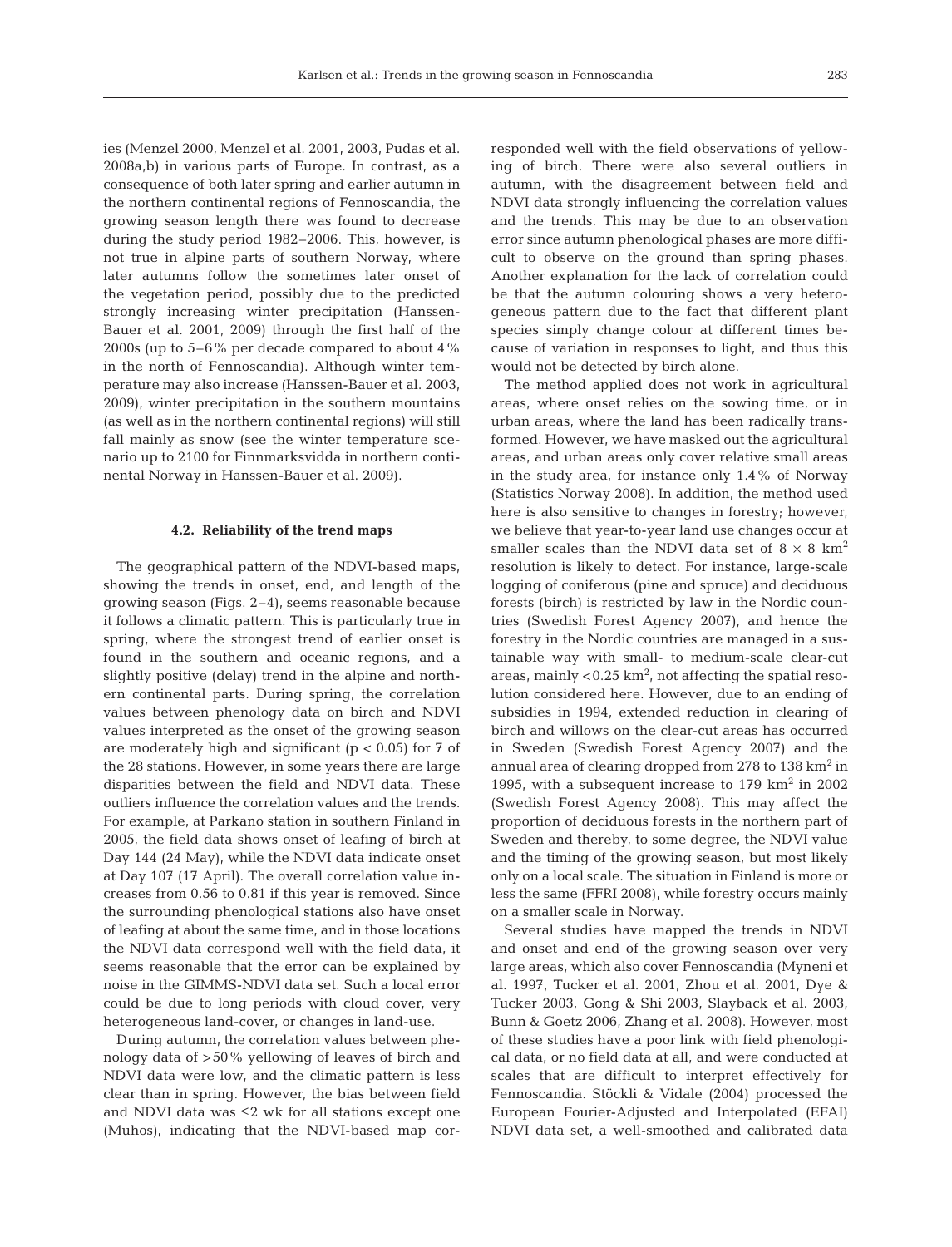ies (Menzel 2000, Menzel et al. 2001, 2003, Pudas et al. 2008a,b) in various parts of Europe. In contrast, as a consequence of both later spring and earlier autumn in the northern continental regions of Fennoscandia, the growing season length there was found to decrease during the study period 1982–2006. This, however, is not true in alpine parts of southern Norway, where later autumns follow the sometimes later onset of the vegetation period, possibly due to the predicted strongly increasing winter precipitation (Hanssen-Bauer et al. 2001, 2009) through the first half of the 2000s (up to 5–6% per decade compared to about 4% in the north of Fennoscandia). Although winter temperature may also increase (Hanssen-Bauer et al. 2003, 2009), winter precipitation in the southern mountains (as well as in the northern continental regions) will still fall mainly as snow (see the winter temperature scenario up to 2100 for Finnmarksvidda in northern continental Norway in Hanssen-Bauer et al. 2009).

#### 4.2. Reliability of the trend maps

The geographical pattern of the NDVI-based maps, showing the trends in onset, end, and length of the growing season (Figs. 2–4), seems reasonable because it follows a climatic pattern. This is particularly true in spring, where the strongest trend of earlier onset is found in the southern and oceanic regions, and a slightly positive (delay) trend in the alpine and northern continental parts. During spring, the correlation values between phenology data on birch and NDVI values interpreted as the onset of the growing season are moderately high and significant ($p < 0.05$) for 7 of the 28 stations. However, in some years there are large disparities between the field and NDVI data. These outliers influence the correlation values and the trends. For example, at Parkano station in southern Finland in 2005, the field data shows onset of leafing of birch at Day 144 (24 May), while the NDVI data indicate onset at Day 107 (17 April). The overall correlation value increases from 0.56 to 0.81 if this year is removed. Since the surrounding phenological stations also have onset of leafing at about the same time, and in those locations the NDVI data correspond well with the field data, it seems reasonable that the error can be explained by noise in the GIMMS-NDVI data set. Such a local error could be due to long periods with cloud cover, very heterogeneous land-cover, or changes in land-use.

During autumn, the correlation values between phenology data of >50% yellowing of leaves of birch and NDVI data were low, and the climatic pattern is less clear than in spring. However, the bias between field and NDVI data was ≤2 wk for all stations except one (Muhos), indicating that the NDVI-based map corresponded well with the field observations of yellowing of birch. There were also several outliers in autumn, with the disagreement between field and NDVI data strongly influencing the correlation values and the trends. This may be due to an observation error since autumn phenological phases are more difficult to observe on the ground than spring phases. Another explanation for the lack of correlation could be that the autumn colouring shows a very heterogeneous pattern due to the fact that different plant species simply change colour at different times because of variation in responses to light, and thus this would not be detected by birch alone.

The method applied does not work in agricultural areas, where onset relies on the sowing time, or in urban areas, where the land has been radically transformed. However, we have masked out the agricultural areas, and urban areas only cover relative small areas in the study area, for instance only 1.4% of Norway (Statistics Norway 2008). In addition, the method used here is also sensitive to changes in forestry; however, we believe that year-to-year land use changes occur at smaller scales than the NDVI data set of $8 \times 8$ km$^2$ resolution is likely to detect. For instance, large-scale logging of coniferous (pine and spruce) and deciduous forests (birch) is restricted by law in the Nordic countries (Swedish Forest Agency 2007), and hence the forestry in the Nordic countries are managed in a sustainable way with small- to medium-scale clear-cut areas, mainly <0.25 km$^2$, not affecting the spatial resolution considered here. However, due to an ending of subsidies in 1994, extended reduction in clearing of birch and willows on the clear-cut areas has occurred in Sweden (Swedish Forest Agency 2007) and the annual area of clearing dropped from 278 to 138 km$^2$ in 1995, with a subsequent increase to 179 km$^2$ in 2002 (Swedish Forest Agency 2008). This may affect the proportion of deciduous forests in the northern part of Sweden and thereby, to some degree, the NDVI value and the timing of the growing season, but most likely only on a local scale. The situation in Finland is more or less the same (FFRI 2008), while forestry occurs mainly on a smaller scale in Norway.

Several studies have mapped the trends in NDVI and onset and end of the growing season over very large areas, which also cover Fennoscandia (Myneni et al. 1997, Tucker et al. 2001, Zhou et al. 2001, Dye & Tucker 2003, Gong & Shi 2003, Slayback et al. 2003, Bunn & Goetz 2006, Zhang et al. 2008). However, most of these studies have a poor link with field phenological data, or no field data at all, and were conducted at scales that are difficult to interpret effectively for Fennoscandia. Stöckli & Vidale (2004) processed the European Fourier-Adjusted and Interpolated (EFAI) NDVI data set, a well-smoothed and calibrated data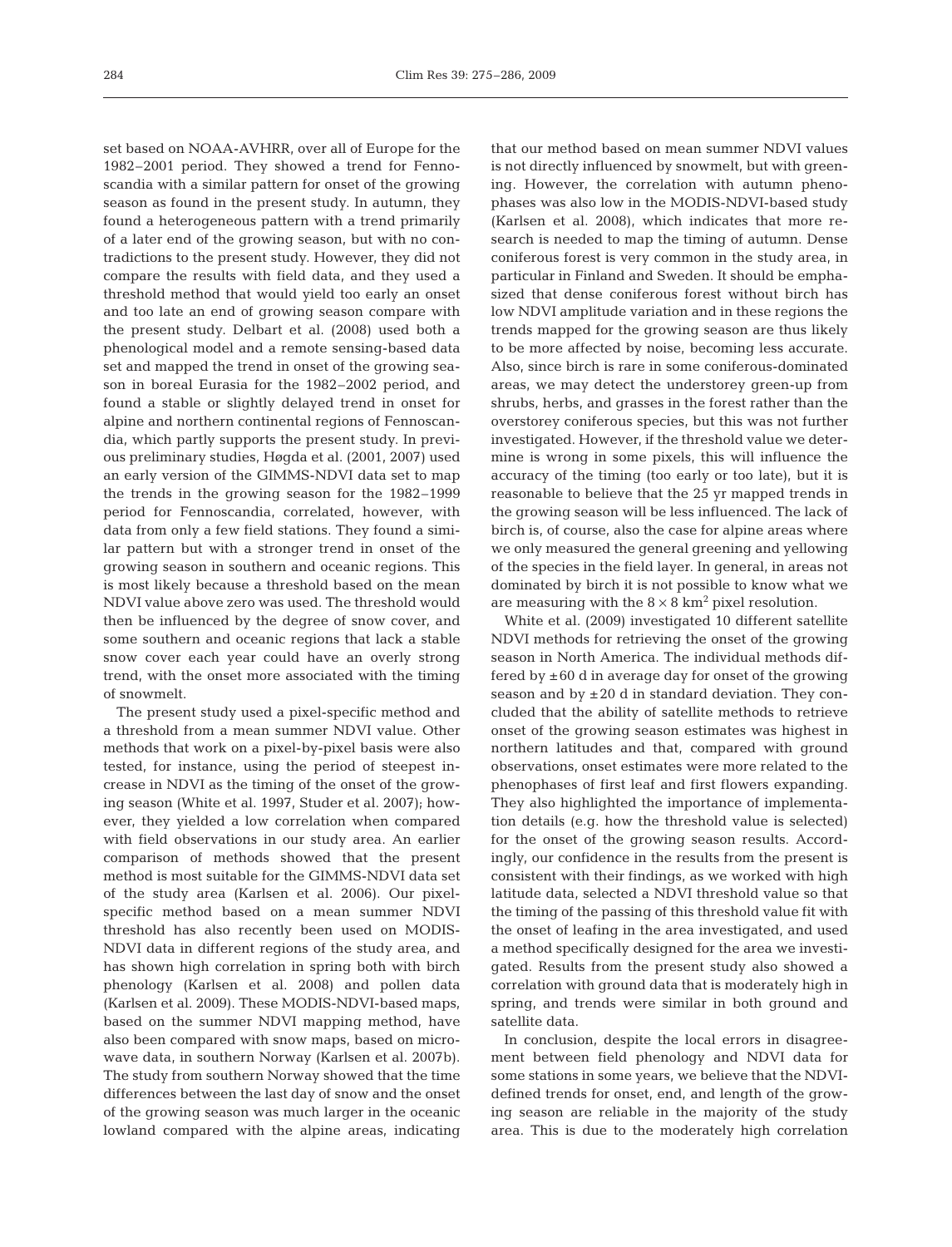set based on NOAA-AVHRR, over all of Europe for the 1982–2001 period. They showed a trend for Fennoscandia with a similar pattern for onset of the growing season as found in the present study. In autumn, they found a heterogeneous pattern with a trend primarily of a later end of the growing season, but with no contradictions to the present study. However, they did not compare the results with field data, and they used a threshold method that would yield too early an onset and too late an end of growing season compare with the present study. Delbart et al. (2008) used both a phenological model and a remote sensing-based data set and mapped the trend in onset of the growing season in boreal Eurasia for the 1982–2002 period, and found a stable or slightly delayed trend in onset for alpine and northern continental regions of Fennoscandia, which partly supports the present study. In previous preliminary studies, Høgda et al. (2001, 2007) used an early version of the GIMMS-NDVI data set to map the trends in the growing season for the 1982–1999 period for Fennoscandia, correlated, however, with data from only a few field stations. They found a similar pattern but with a stronger trend in onset of the growing season in southern and oceanic regions. This is most likely because a threshold based on the mean NDVI value above zero was used. The threshold would then be influenced by the degree of snow cover, and some southern and oceanic regions that lack a stable snow cover each year could have an overly strong trend, with the onset more associated with the timing of snowmelt.

The present study used a pixel-specific method and a threshold from a mean summer NDVI value. Other methods that work on a pixel-by-pixel basis were also tested, for instance, using the period of steepest increase in NDVI as the timing of the onset of the growing season (White et al. 1997, Studer et al. 2007); however, they yielded a low correlation when compared with field observations in our study area. An earlier comparison of methods showed that the present method is most suitable for the GIMMS-NDVI data set of the study area (Karlsen et al. 2006). Our pixel-specific method based on a mean summer NDVI threshold has also recently been used on MODIS-NDVI data in different regions of the study area, and has shown high correlation in spring both with birch phenology (Karlsen et al. 2008) and pollen data (Karlsen et al. 2009). These MODIS-NDVI-based maps, based on the summer NDVI mapping method, have also been compared with snow maps, based on microwave data, in southern Norway (Karlsen et al. 2007b). The study from southern Norway showed that the time differences between the last day of snow and the onset of the growing season was much larger in the oceanic lowland compared with the alpine areas, indicating that our method based on mean summer NDVI values is not directly influenced by snowmelt, but with greening. However, the correlation with autumn phenophases was also low in the MODIS-NDVI-based study (Karlsen et al. 2008), which indicates that more research is needed to map the timing of autumn. Dense coniferous forest is very common in the study area, in particular in Finland and Sweden. It should be emphasized that dense coniferous forest without birch has low NDVI amplitude variation and in these regions the trends mapped for the growing season are thus likely to be more affected by noise, becoming less accurate. Also, since birch is rare in some coniferous-dominated areas, we may detect the understorey green-up from shrubs, herbs, and grasses in the forest rather than the overstorey coniferous species, but this was not further investigated. However, if the threshold value we determine is wrong in some pixels, this will influence the accuracy of the timing (too early or too late), but it is reasonable to believe that the 25 yr mapped trends in the growing season will be less influenced. The lack of birch is, of course, also the case for alpine areas where we only measured the general greening and yellowing of the species in the field layer. In general, in areas not dominated by birch it is not possible to know what we are measuring with the $8 \times 8$ km$^2$ pixel resolution.

White et al. (2009) investigated 10 different satellite NDVI methods for retrieving the onset of the growing season in North America. The individual methods differed by $\pm 60$ d in average day for onset of the growing season and by $\pm 20$ d in standard deviation. They concluded that the ability of satellite methods to retrieve onset of the growing season estimates was highest in northern latitudes and that, compared with ground observations, onset estimates were more related to the phenophases of first leaf and first flowers expanding. They also highlighted the importance of implementation details (e.g. how the threshold value is selected) for the onset of the growing season results. Accordingly, our confidence in the results from the present is consistent with their findings, as we worked with high latitude data, selected a NDVI threshold value so that the timing of the passing of this threshold value fit with the onset of leafing in the area investigated, and used a method specifically designed for the area we investigated. Results from the present study also showed a correlation with ground data that is moderately high in spring, and trends were similar in both ground and satellite data.

In conclusion, despite the local errors in disagreement between field phenology and NDVI data for some stations in some years, we believe that the NDVI-defined trends for onset, end, and length of the growing season are reliable in the majority of the study area. This is due to the moderately high correlation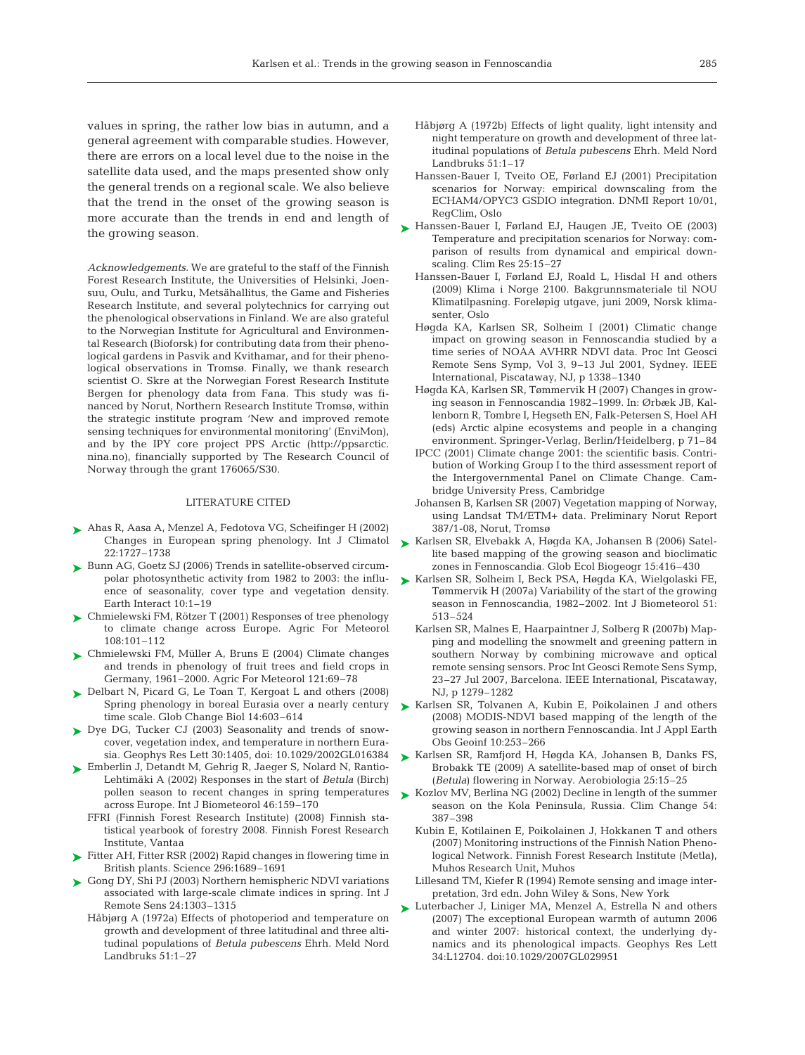values in spring, the rather low bias in autumn, and a general agreement with comparable studies. However, there are errors on a local level due to the noise in the satellite data used, and the maps presented show only the general trends on a regional scale. We also believe that the trend in the onset of the growing season is more accurate than the trends in end and length of the growing season.

*Acknowledgements.* We are grateful to the staff of the Finnish Forest Research Institute, the Universities of Helsinki, Joensuu, Oulu, and Turku, Metsähallitus, the Game and Fisheries Research Institute, and several polytechnics for carrying out the phenological observations in Finland. We are also grateful to the Norwegian Institute for Agricultural and Environmental Research (Bioforsk) for contributing data from their phenological gardens in Pasvik and Kvithamar, and for their phenological observations in Tromsø. Finally, we thank research scientist O. Skre at the Norwegian Forest Research Institute Bergen for phenology data from Fana. This study was financed by Norut, Northern Research Institute Tromsø, within the strategic institute program 'New and improved remote sensing techniques for environmental monitoring' (EnviMon), and by the IPY core project PPS Arctic (http://ppsarctic.nina.no), financially supported by The Research Council of Norway through the grant 176065/S30.

## LITERATURE CITED

- Ahas R, Aasa A, Menzel A, Fedotova VG, Scheifinger H (2002) Changes in European spring phenology. Int J Climatol 22:1727–1738
- Bunn AG, Goetz SJ (2006) Trends in satellite-observed circumpolar photosynthetic activity from 1982 to 2003: the influence of seasonality, cover type and vegetation density. Earth Interact 10:1–19
- Chmielewski FM, Rötzer T (2001) Responses of tree phenology to climate change across Europe. Agric For Meteorol 108:101–112
- Chmielewski FM, Müller A, Bruns E (2004) Climate changes and trends in phenology of fruit trees and field crops in Germany, 1961–2000. Agric For Meteorol 121:69–78
- Delbart N, Picard G, Le Toan T, Kergoat L and others (2008) Spring phenology in boreal Eurasia over a nearly century time scale. Glob Change Biol 14:603–614
- Dye DG, Tucker CJ (2003) Seasonality and trends of snow-cover, vegetation index, and temperature in northern Eurasia. Geophys Res Lett 30:1405, doi: 10.1029/2002GL016384
- Emberlin J, Detandt M, Gehrig R, Jaeger S, Nolard N, Rantio-Lehtimäki A (2002) Responses in the start of *Betula* (Birch) pollen season to recent changes in spring temperatures across Europe. Int J Biometeorol 46:159–170
- FFRI (Finnish Forest Research Institute) (2008) Finnish statistical yearbook of forestry 2008. Finnish Forest Research Institute, Vantaa
- Fitter AH, Fitter RSR (2002) Rapid changes in flowering time in British plants. Science 296:1689–1691
- Gong DY, Shi PJ (2003) Northern hemispheric NDVI variations associated with large-scale climate indices in spring. Int J Remote Sens 24:1303–1315
- Håbjørg A (1972a) Effects of photoperiod and temperature on growth and development of three latitudinal and three altitudinal populations of *Betula pubescens* Ehrh. Meld Nord Landbruks 51:1–27
- Håbjørg A (1972b) Effects of light quality, light intensity and night temperature on growth and development of three latitudinal populations of *Betula pubescens* Ehrh. Meld Nord Landbruks 51:1–17
- Hanssen-Bauer I, Tveito OE, Førland EJ (2001) Precipitation scenarios for Norway: empirical downscaling from the ECHAM4/OPYC3 GSDIO integration. DNMI Report 10/01, RegClim, Oslo
- Hanssen-Bauer I, Førland EJ, Haugen JE, Tveito OE (2003) Temperature and precipitation scenarios for Norway: comparison of results from dynamical and empirical downscaling. Clim Res 25:15–27
- Hanssen-Bauer I, Førland EJ, Roald L, Hisdal H and others (2009) Klima i Norge 2100. Bakgrunnsmateriale til NOU Klimatilpasning. Foreløpig utgave, juni 2009, Norsk klimasenter, Oslo
- Høgda KA, Karlsen SR, Solheim I (2001) Climatic change impact on growing season in Fennoscandia studied by a time series of NOAA AVHRR NDVI data. Proc Int Geosci Remote Sens Symp, Vol 3, 9–13 Jul 2001, Sydney. IEEE International, Piscataway, NJ, p 1338–1340
- Høgda KA, Karlsen SR, Tømmervik H (2007) Changes in growing season in Fennoscandia 1982–1999. In: Ørbæk JB, Kallenborn R, Tombre I, Hegseth EN, Falk-Petersen S, Hoel AH (eds) Arctic alpine ecosystems and people in a changing environment. Springer-Verlag, Berlin/Heidelberg, p 71–84
- IPCC (2001) Climate change 2001: the scientific basis. Contribution of Working Group I to the third assessment report of the Intergovernmental Panel on Climate Change. Cambridge University Press, Cambridge
- Johansen B, Karlsen SR (2007) Vegetation mapping of Norway, using Landsat TM/ETM+ data. Preliminary Norut Report 387/1-08, Norut, Tromsø
- Karlsen SR, Elvebakk A, Høgda KA, Johansen B (2006) Satellite based mapping of the growing season and bioclimatic zones in Fennoscandia. Glob Ecol Biogeogr 15:416–430
- Karlsen SR, Solheim I, Beck PSA, Høgda KA, Wielgolaski FE, Tømmervik H (2007a) Variability of the start of the growing season in Fennoscandia, 1982–2002. Int J Biometeorol 51: 513–524
- Karlsen SR, Malnes E, Haarpaintner J, Solberg R (2007b) Mapping and modelling the snowmelt and greening pattern in southern Norway by combining microwave and optical remote sensing sensors. Proc Int Geosci Remote Sens Symp, 23–27 Jul 2007, Barcelona. IEEE International, Piscataway, NJ, p 1279–1282
- Karlsen SR, Tolvanen A, Kubin E, Poikolainen J and others (2008) MODIS-NDVI based mapping of the length of the growing season in northern Fennoscandia. Int J Appl Earth Obs Geoinf 10:253–266
- Karlsen SR, Ramfjord H, Høgda KA, Johansen B, Danks FS, Brobakk TE (2009) A satellite-based map of onset of birch (*Betula*) flowering in Norway. Aerobiologia 25:15–25
- Kozlov MV, Berlina NG (2002) Decline in length of the summer season on the Kola Peninsula, Russia. Clim Change 54: 387–398
- Kubin E, Kotilainen E, Poikolainen J, Hokkanen T and others (2007) Monitoring instructions of the Finnish Nation Phenological Network. Finnish Forest Research Institute (Metla), Muhos Research Unit, Muhos
- Lillesand TM, Kiefer R (1994) Remote sensing and image interpretation, 3rd edn. John Wiley & Sons, New York
- Luterbacher J, Liniger MA, Menzel A, Estrella N and others (2007) The exceptional European warmth of autumn 2006 and winter 2007: historical context, the underlying dynamics and its phenological impacts. Geophys Res Lett 34:L12704. doi:10.1029/2007GL029951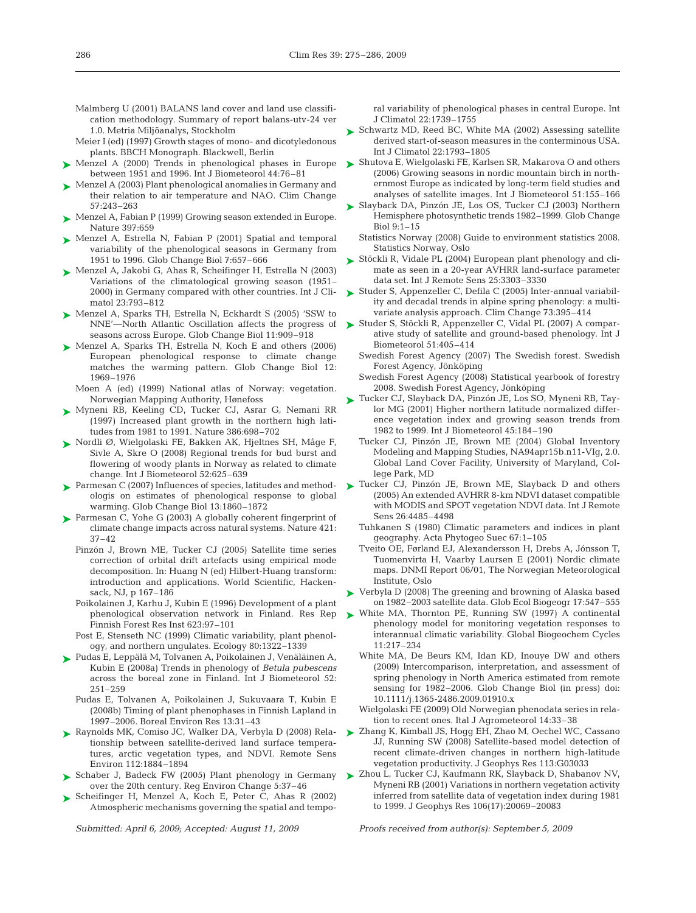Malmberg U (2001) BALANS land cover and land use classification methodology. Summary of report balans-utv-24 ver 1.0. Metria Miljöanalys, Stockholm

Meier I (ed) (1997) Growth stages of mono- and dicotyledonous plants. BBCH Monograph. Blackwell, Berlin

Menzel A (2000) Trends in phenological phases in Europe between 1951 and 1996. Int J Biometeorol 44:76–81

Menzel A (2003) Plant phenological anomalies in Germany and their relation to air temperature and NAO. Clim Change 57:243–263

Menzel A, Fabian P (1999) Growing season extended in Europe. Nature 397:659

Menzel A, Estrella N, Fabian P (2001) Spatial and temporal variability of the phenological seasons in Germany from 1951 to 1996. Glob Change Biol 7:657–666

Menzel A, Jakobi G, Ahas R, Scheifinger H, Estrella N (2003) Variations of the climatological growing season (1951–2000) in Germany compared with other countries. Int J Climatol 23:793–812

Menzel A, Sparks TH, Estrella N, Eckhardt S (2005) 'SSW to NNE'—North Atlantic Oscillation affects the progress of seasons across Europe. Glob Change Biol 11:909–918

Menzel A, Sparks TH, Estrella N, Koch E and others (2006) European phenological response to climate change matches the warming pattern. Glob Change Biol 12: 1969–1976

Moen A (ed) (1999) National atlas of Norway: vegetation. Norwegian Mapping Authority, Hønefoss

Myneni RB, Keeling CD, Tucker CJ, Asrar G, Nemani RR (1997) Increased plant growth in the northern high latitudes from 1981 to 1991. Nature 386:698–702

Nordli Ø, Wielgolaski FE, Bakken AK, Hjeltnes SH, Måge F, Sivle A, Skre O (2008) Regional trends for bud burst and flowering of woody plants in Norway as related to climate change. Int J Biometeorol 52:625–639

Parmesan C (2007) Influences of species, latitudes and methodologis on estimates of phenological response to global warming. Glob Change Biol 13:1860–1872

Parmesan C, Yohe G (2003) A globally coherent fingerprint of climate change impacts across natural systems. Nature 421: 37–42

Pinzón J, Brown ME, Tucker CJ (2005) Satellite time series correction of orbital drift artefacts using empirical mode decomposition. In: Huang N (ed) Hilbert-Huang transform: introduction and applications. World Scientific, Hackensack, NJ, p 167–186

Poikolainen J, Karhu J, Kubin E (1996) Development of a plant phenological observation network in Finland. Res Rep Finnish Forest Res Inst 623:97–101

Post E, Stenseth NC (1999) Climatic variability, plant phenology, and northern ungulates. Ecology 80:1322–1339

Pudas E, Leppälä M, Tolvanen A, Poikolainen J, Venäläinen A, Kubin E (2008a) Trends in phenology of *Betula pubescens* across the boreal zone in Finland. Int J Biometeorol 52: 251–259

Pudas E, Tolvanen A, Poikolainen J, Sukuvaara T, Kubin E (2008b) Timing of plant phenophases in Finnish Lapland in 1997–2006. Boreal Environ Res 13:31–43

Raynolds MK, Comiso JC, Walker DA, Verbyla D (2008) Relationship between satellite-derived land surface temperatures, arctic vegetation types, and NDVI. Remote Sens Environ 112:1884–1894

Schaber J, Badeck FW (2005) Plant phenology in Germany over the 20th century. Reg Environ Change 5:37–46

Scheifinger H, Menzel A, Koch E, Peter C, Ahas R (2002) Atmospheric mechanisms governing the spatial and temporal variability of phenological phases in central Europe. Int J Climatol 22:1739–1755

Schwartz MD, Reed BC, White MA (2002) Assessing satellite derived start-of-season measures in the conterminous USA. Int J Climatol 22:1793–1805

Shutova E, Wielgolaski FE, Karlsen SR, Makarova O and others (2006) Growing seasons in nordic mountain birch in northernmost Europe as indicated by long-term field studies and analyses of satellite images. Int J Biometeorol 51:155–166

Slayback DA, Pinzón JE, Los OS, Tucker CJ (2003) Northern Hemisphere photosynthetic trends 1982–1999. Glob Change Biol 9:1–15

Statistics Norway (2008) Guide to environment statistics 2008. Statistics Norway, Oslo

Stöckli R, Vidale PL (2004) European plant phenology and climate as seen in a 20-year AVHRR land-surface parameter data set. Int J Remote Sens 25:3303–3330

Studer S, Appenzeller C, Defila C (2005) Inter-annual variability and decadal trends in alpine spring phenology: a multivariate analysis approach. Clim Change 73:395–414

Studer S, Stöckli R, Appenzeller C, Vidal PL (2007) A comparative study of satellite and ground-based phenology. Int J Biometeorol 51:405–414

Swedish Forest Agency (2007) The Swedish forest. Swedish Forest Agency, Jönköping

Swedish Forest Agency (2008) Statistical yearbook of forestry 2008. Swedish Forest Agency, Jönköping

Tucker CJ, Slayback DA, Pinzón JE, Los SO, Myneni RB, Taylor MG (2001) Higher northern latitude normalized difference vegetation index and growing season trends from 1982 to 1999. Int J Biometeorol 45:184–190

Tucker CJ, Pinzón JE, Brown ME (2004) Global Inventory Modeling and Mapping Studies, NA94apr15b.n11-VIg, 2.0. Global Land Cover Facility, University of Maryland, College Park, MD

Tucker CJ, Pinzón JE, Brown ME, Slayback D and others (2005) An extended AVHRR 8-km NDVI dataset compatible with MODIS and SPOT vegetation NDVI data. Int J Remote Sens 26:4485–4498

Tuhkanen S (1980) Climatic parameters and indices in plant geography. Acta Phytogeo Suec 67:1–105

Tveito OE, Førland EJ, Alexandersson H, Drebs A, Jónsson T, Tuomenvirta H, Vaarby Laursen E (2001) Nordic climate maps. DNMI Report 06/01, The Norwegian Meteorological Institute, Oslo

Verbyla D (2008) The greening and browning of Alaska based on 1982–2003 satellite data. Glob Ecol Biogeogr 17:547–555

White MA, Thornton PE, Running SW (1997) A continental phenology model for monitoring vegetation responses to interannual climatic variability. Global Biogeochem Cycles 11:217–234

White MA, De Beurs KM, Idan KD, Inouye DW and others (2009) Intercomparison, interpretation, and assessment of spring phenology in North America estimated from remote sensing for 1982–2006. Glob Change Biol (in press) doi: 10.1111/j.1365-2486.2009.01910.x

Wielgolaski FE (2009) Old Norwegian phenodata series in relation to recent ones. Ital J Agrometeorol 14:33–38

Zhang K, Kimball JS, Hogg EH, Zhao M, Oechel WC, Cassano JJ, Running SW (2008) Satellite-based model detection of recent climate-driven changes in northern high-latitude vegetation productivity. J Geophys Res 113:G03033

Zhou L, Tucker CJ, Kaufmann RK, Slayback D, Shabanov NV, Myneni RB (2001) Variations in northern vegetation activity inferred from satellite data of vegetation index during 1981 to 1999. J Geophys Res 106(17):20069–20083

*Submitted: April 6, 2009; Accepted: August 11, 2009*

*Proofs received from author(s): September 5, 2009*